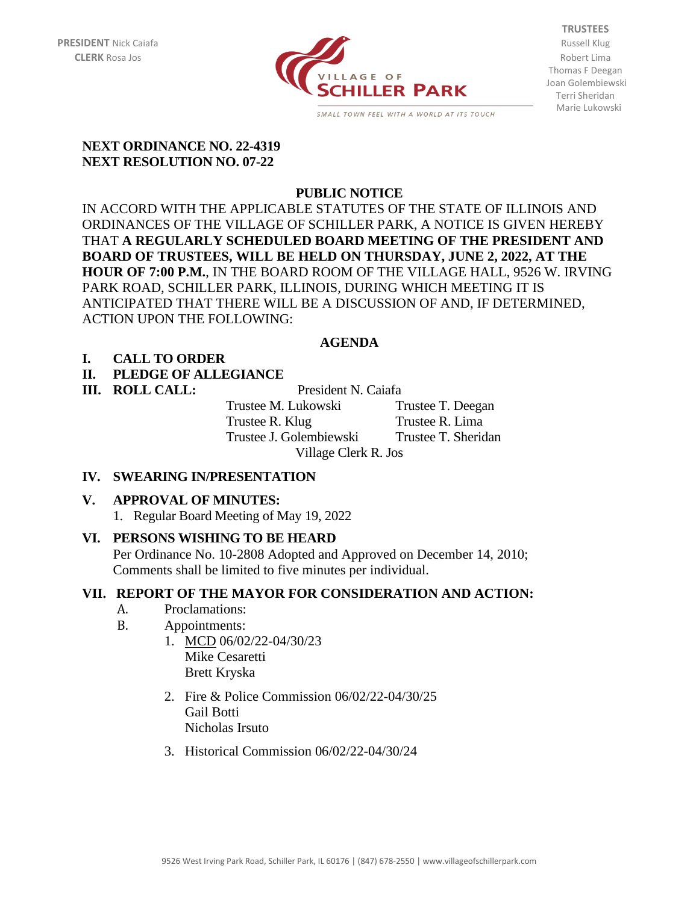**PRESIDENT** Nick Caiafa
**CLERK** Rosa Jos

VILLAGE OF SCHILLER PARK

*SMALL TOWN FEEL WITH A WORLD AT ITS TOUCH*

**TRUSTEES**
Russell Klug
Robert Lima
Thomas F Deegan
Joan Golembiewski
Terri Sheridan
Marie Lukowski

**NEXT ORDINANCE NO. 22-4319**
**NEXT RESOLUTION NO. 07-22**

## PUBLIC NOTICE

IN ACCORD WITH THE APPLICABLE STATUTES OF THE STATE OF ILLINOIS AND ORDINANCES OF THE VILLAGE OF SCHILLER PARK, A NOTICE IS GIVEN HEREBY THAT **A REGULARLY SCHEDULED BOARD MEETING OF THE PRESIDENT AND BOARD OF TRUSTEES, WILL BE HELD ON THURSDAY, JUNE 2, 2022, AT THE HOUR OF 7:00 P.M.**, IN THE BOARD ROOM OF THE VILLAGE HALL, 9526 W. IRVING PARK ROAD, SCHILLER PARK, ILLINOIS, DURING WHICH MEETING IT IS ANTICIPATED THAT THERE WILL BE A DISCUSSION OF AND, IF DETERMINED, ACTION UPON THE FOLLOWING:

## AGENDA

**I. CALL TO ORDER**

**II. PLEDGE OF ALLEGIANCE**

**III. ROLL CALL:**

President N. Caiafa

Trustee M. Lukowski — Trustee T. Deegan
Trustee R. Klug — Trustee R. Lima
Trustee J. Golembiewski — Trustee T. Sheridan

Village Clerk R. Jos

**IV. SWEARING IN/PRESENTATION**

**V. APPROVAL OF MINUTES:**

1. Regular Board Meeting of May 19, 2022

**VI. PERSONS WISHING TO BE HEARD**

Per Ordinance No. 10-2808 Adopted and Approved on December 14, 2010; Comments shall be limited to five minutes per individual.

**VII. REPORT OF THE MAYOR FOR CONSIDERATION AND ACTION:**

A. Proclamations:

B. Appointments:

1. MCD 06/02/22-04/30/23
   Mike Cesaretti
   Brett Kryska
2. Fire & Police Commission 06/02/22-04/30/25
   Gail Botti
   Nicholas Irsuto
3. Historical Commission 06/02/22-04/30/24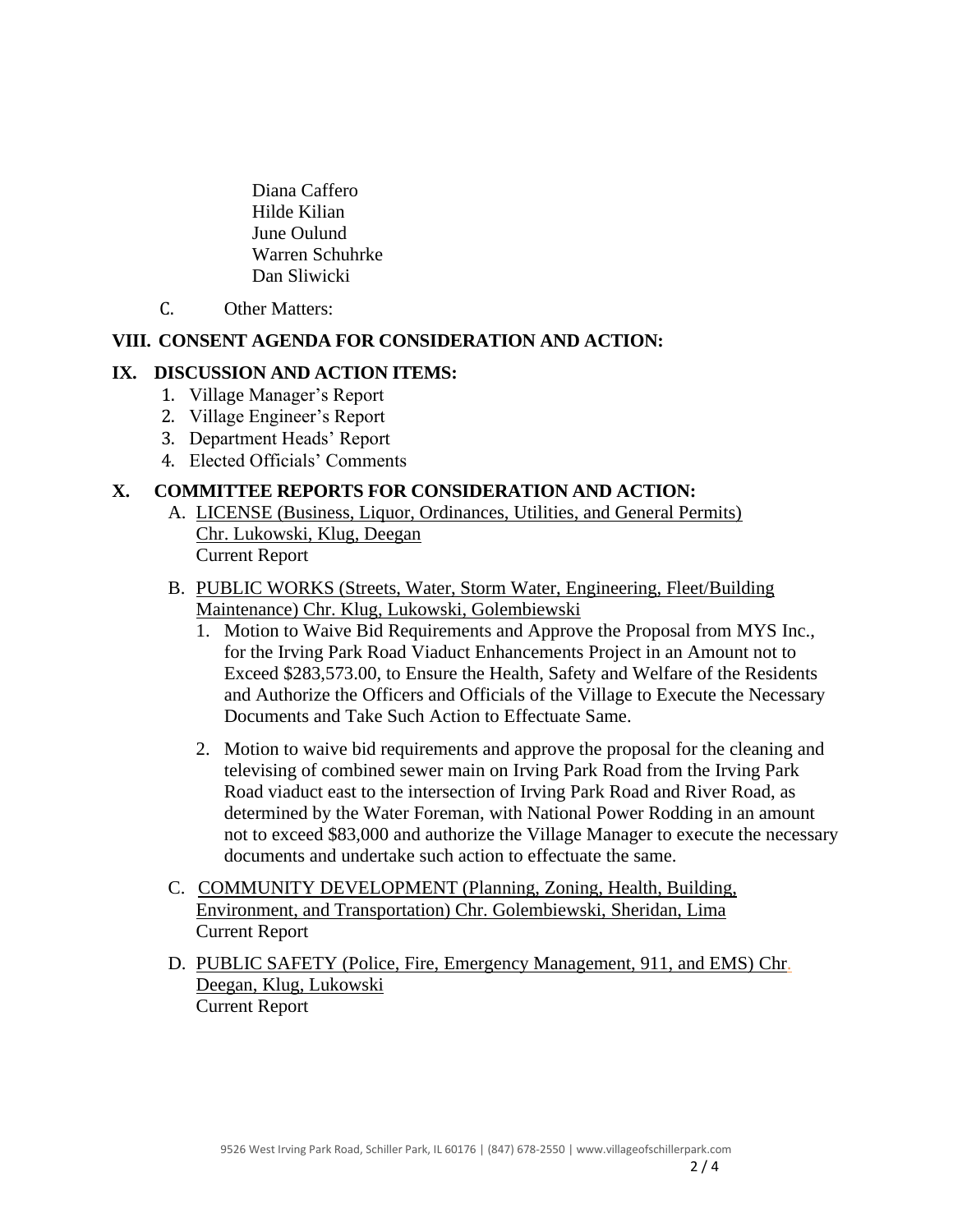Diana Caffero
Hilde Kilian
June Oulund
Warren Schuhrke
Dan Sliwicki

C. Other Matters:

## VIII. CONSENT AGENDA FOR CONSIDERATION AND ACTION:

## IX. DISCUSSION AND ACTION ITEMS:

1. Village Manager's Report
2. Village Engineer's Report
3. Department Heads' Report
4. Elected Officials' Comments

## X. COMMITTEE REPORTS FOR CONSIDERATION AND ACTION:

A. LICENSE (Business, Liquor, Ordinances, Utilities, and General Permits) Chr. Lukowski, Klug, Deegan
Current Report

B. PUBLIC WORKS (Streets, Water, Storm Water, Engineering, Fleet/Building Maintenance) Chr. Klug, Lukowski, Golembiewski

1. Motion to Waive Bid Requirements and Approve the Proposal from MYS Inc., for the Irving Park Road Viaduct Enhancements Project in an Amount not to Exceed $283,573.00, to Ensure the Health, Safety and Welfare of the Residents and Authorize the Officers and Officials of the Village to Execute the Necessary Documents and Take Such Action to Effectuate Same.

2. Motion to waive bid requirements and approve the proposal for the cleaning and televising of combined sewer main on Irving Park Road from the Irving Park Road viaduct east to the intersection of Irving Park Road and River Road, as determined by the Water Foreman, with National Power Rodding in an amount not to exceed $83,000 and authorize the Village Manager to execute the necessary documents and undertake such action to effectuate the same.

C. COMMUNITY DEVELOPMENT (Planning, Zoning, Health, Building, Environment, and Transportation) Chr. Golembiewski, Sheridan, Lima
Current Report

D. PUBLIC SAFETY (Police, Fire, Emergency Management, 911, and EMS) Chr. Deegan, Klug, Lukowski
Current Report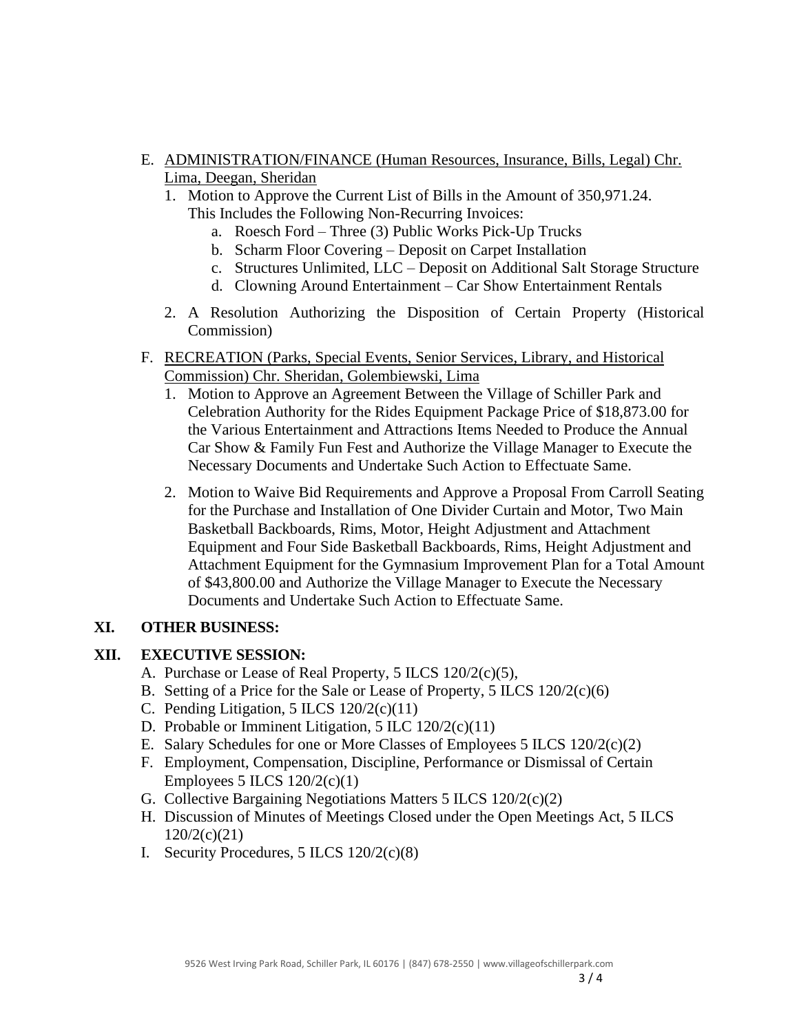E. <u>ADMINISTRATION/FINANCE (Human Resources, Insurance, Bills, Legal) Chr. Lima, Deegan, Sheridan</u>
   1. Motion to Approve the Current List of Bills in the Amount of 350,971.24. This Includes the Following Non-Recurring Invoices:
      a. Roesch Ford – Three (3) Public Works Pick-Up Trucks
      b. Scharm Floor Covering – Deposit on Carpet Installation
      c. Structures Unlimited, LLC – Deposit on Additional Salt Storage Structure
      d. Clowning Around Entertainment – Car Show Entertainment Rentals
   2. A Resolution Authorizing the Disposition of Certain Property (Historical Commission)

F. <u>RECREATION (Parks, Special Events, Senior Services, Library, and Historical Commission) Chr. Sheridan, Golembiewski, Lima</u>
   1. Motion to Approve an Agreement Between the Village of Schiller Park and Celebration Authority for the Rides Equipment Package Price of $18,873.00 for the Various Entertainment and Attractions Items Needed to Produce the Annual Car Show & Family Fun Fest and Authorize the Village Manager to Execute the Necessary Documents and Undertake Such Action to Effectuate Same.
   2. Motion to Waive Bid Requirements and Approve a Proposal From Carroll Seating for the Purchase and Installation of One Divider Curtain and Motor, Two Main Basketball Backboards, Rims, Motor, Height Adjustment and Attachment Equipment and Four Side Basketball Backboards, Rims, Height Adjustment and Attachment Equipment for the Gymnasium Improvement Plan for a Total Amount of $43,800.00 and Authorize the Village Manager to Execute the Necessary Documents and Undertake Such Action to Effectuate Same.

## XI. OTHER BUSINESS:

## XII. EXECUTIVE SESSION:

A. Purchase or Lease of Real Property, 5 ILCS 120/2(c)(5),
B. Setting of a Price for the Sale or Lease of Property, 5 ILCS 120/2(c)(6)
C. Pending Litigation, 5 ILCS 120/2(c)(11)
D. Probable or Imminent Litigation, 5 ILC 120/2(c)(11)
E. Salary Schedules for one or More Classes of Employees 5 ILCS 120/2(c)(2)
F. Employment, Compensation, Discipline, Performance or Dismissal of Certain Employees 5 ILCS 120/2(c)(1)
G. Collective Bargaining Negotiations Matters 5 ILCS 120/2(c)(2)
H. Discussion of Minutes of Meetings Closed under the Open Meetings Act, 5 ILCS 120/2(c)(21)
I. Security Procedures, 5 ILCS 120/2(c)(8)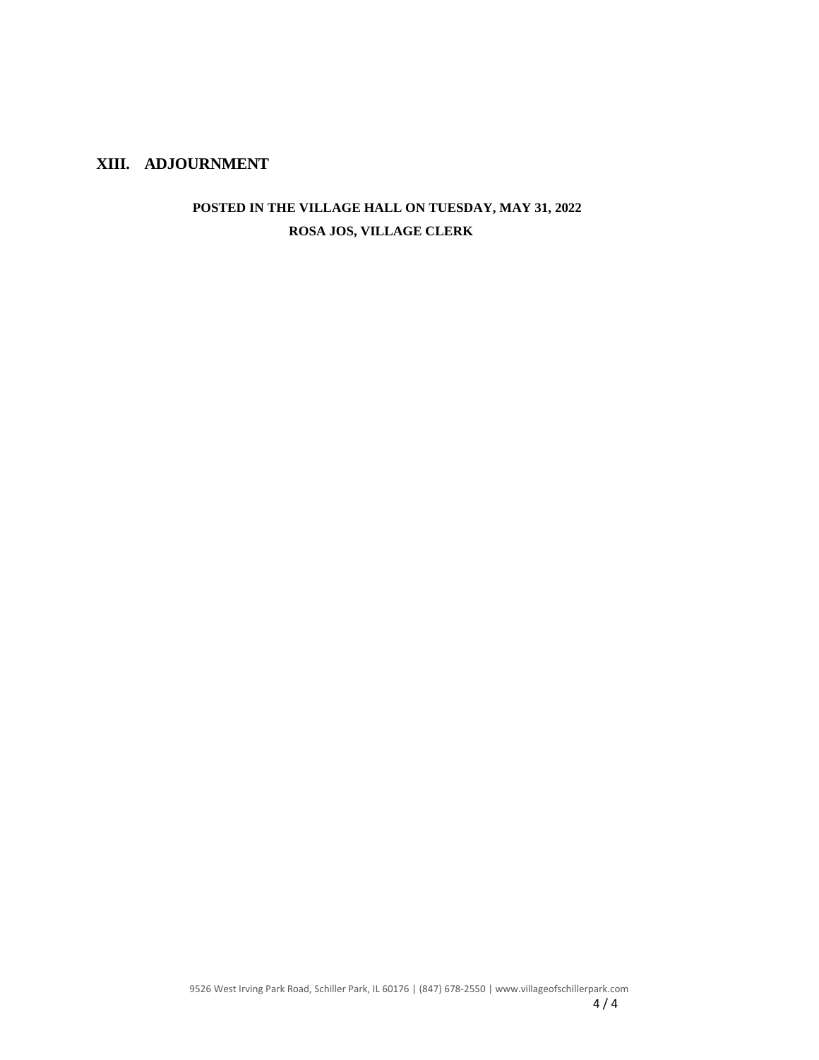## XIII. ADJOURNMENT

**POSTED IN THE VILLAGE HALL ON TUESDAY, MAY 31, 2022**

**ROSA JOS, VILLAGE CLERK**